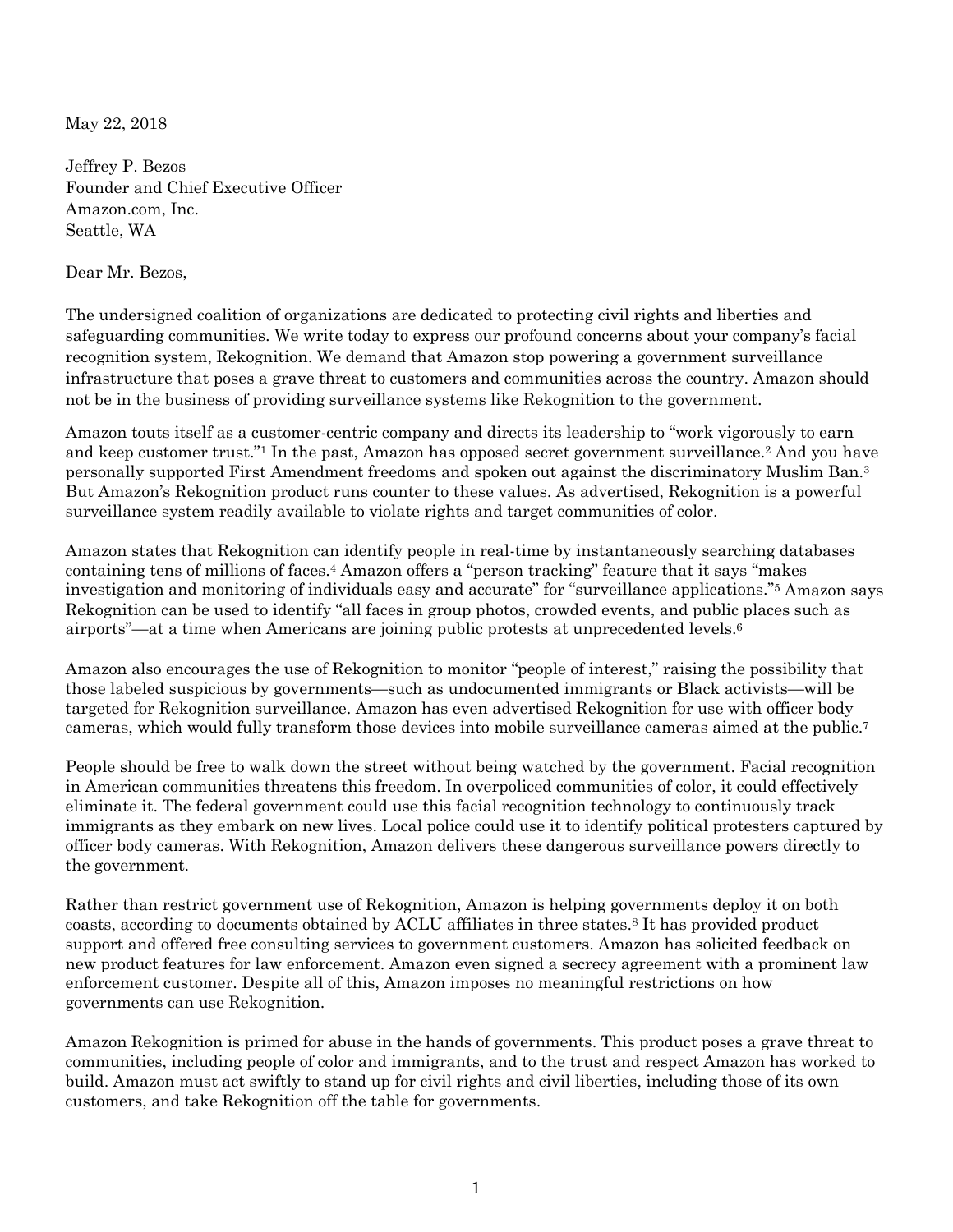May 22, 2018

Jeffrey P. Bezos
Founder and Chief Executive Officer
Amazon.com, Inc.
Seattle, WA

Dear Mr. Bezos,

The undersigned coalition of organizations are dedicated to protecting civil rights and liberties and safeguarding communities. We write today to express our profound concerns about your company's facial recognition system, Rekognition. We demand that Amazon stop powering a government surveillance infrastructure that poses a grave threat to customers and communities across the country. Amazon should not be in the business of providing surveillance systems like Rekognition to the government.

Amazon touts itself as a customer-centric company and directs its leadership to "work vigorously to earn and keep customer trust."[1] In the past, Amazon has opposed secret government surveillance.[2] And you have personally supported First Amendment freedoms and spoken out against the discriminatory Muslim Ban.[3] But Amazon's Rekognition product runs counter to these values. As advertised, Rekognition is a powerful surveillance system readily available to violate rights and target communities of color.

Amazon states that Rekognition can identify people in real-time by instantaneously searching databases containing tens of millions of faces.[4] Amazon offers a "person tracking" feature that it says "makes investigation and monitoring of individuals easy and accurate" for "surveillance applications."[5] Amazon says Rekognition can be used to identify "all faces in group photos, crowded events, and public places such as airports"—at a time when Americans are joining public protests at unprecedented levels.[6]

Amazon also encourages the use of Rekognition to monitor "people of interest," raising the possibility that those labeled suspicious by governments—such as undocumented immigrants or Black activists—will be targeted for Rekognition surveillance. Amazon has even advertised Rekognition for use with officer body cameras, which would fully transform those devices into mobile surveillance cameras aimed at the public.[7]

People should be free to walk down the street without being watched by the government. Facial recognition in American communities threatens this freedom. In overpoliced communities of color, it could effectively eliminate it. The federal government could use this facial recognition technology to continuously track immigrants as they embark on new lives. Local police could use it to identify political protesters captured by officer body cameras. With Rekognition, Amazon delivers these dangerous surveillance powers directly to the government.

Rather than restrict government use of Rekognition, Amazon is helping governments deploy it on both coasts, according to documents obtained by ACLU affiliates in three states.[8] It has provided product support and offered free consulting services to government customers. Amazon has solicited feedback on new product features for law enforcement. Amazon even signed a secrecy agreement with a prominent law enforcement customer. Despite all of this, Amazon imposes no meaningful restrictions on how governments can use Rekognition.

Amazon Rekognition is primed for abuse in the hands of governments. This product poses a grave threat to communities, including people of color and immigrants, and to the trust and respect Amazon has worked to build. Amazon must act swiftly to stand up for civil rights and civil liberties, including those of its own customers, and take Rekognition off the table for governments.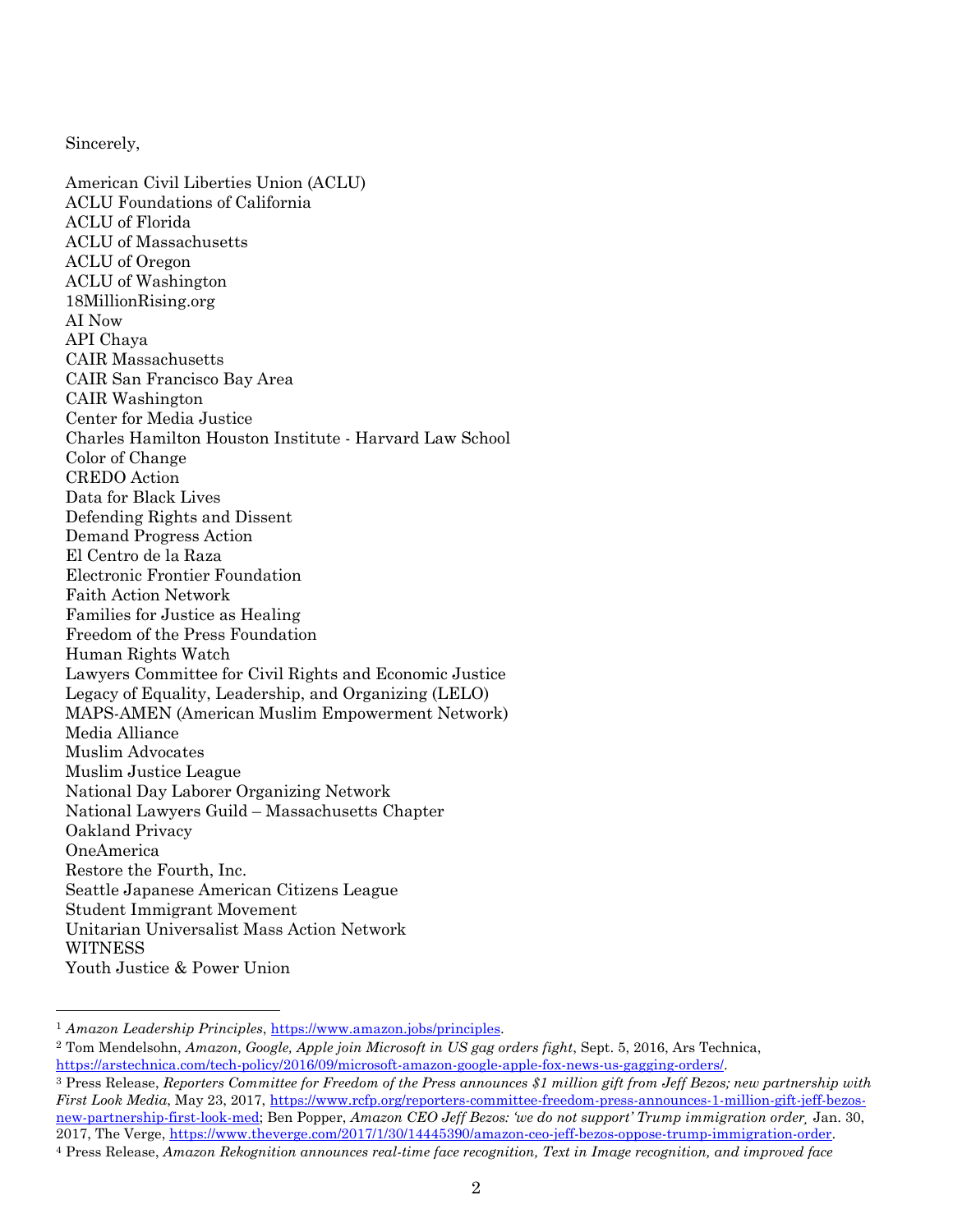Sincerely,

American Civil Liberties Union (ACLU)
ACLU Foundations of California
ACLU of Florida
ACLU of Massachusetts
ACLU of Oregon
ACLU of Washington
18MillionRising.org
AI Now
API Chaya
CAIR Massachusetts
CAIR San Francisco Bay Area
CAIR Washington
Center for Media Justice
Charles Hamilton Houston Institute - Harvard Law School
Color of Change
CREDO Action
Data for Black Lives
Defending Rights and Dissent
Demand Progress Action
El Centro de la Raza
Electronic Frontier Foundation
Faith Action Network
Families for Justice as Healing
Freedom of the Press Foundation
Human Rights Watch
Lawyers Committee for Civil Rights and Economic Justice
Legacy of Equality, Leadership, and Organizing (LELO)
MAPS-AMEN (American Muslim Empowerment Network)
Media Alliance
Muslim Advocates
Muslim Justice League
National Day Laborer Organizing Network
National Lawyers Guild – Massachusetts Chapter
Oakland Privacy
OneAmerica
Restore the Fourth, Inc.
Seattle Japanese American Citizens League
Student Immigrant Movement
Unitarian Universalist Mass Action Network
WITNESS
Youth Justice & Power Union

---

[1] *Amazon Leadership Principles*, https://www.amazon.jobs/principles.

[2] Tom Mendelsohn, *Amazon, Google, Apple join Microsoft in US gag orders fight*, Sept. 5, 2016, Ars Technica, https://arstechnica.com/tech-policy/2016/09/microsoft-amazon-google-apple-fox-news-us-gagging-orders/.

[3] Press Release, *Reporters Committee for Freedom of the Press announces $1 million gift from Jeff Bezos; new partnership with First Look Media*, May 23, 2017, https://www.rcfp.org/reporters-committee-freedom-press-announces-1-million-gift-jeff-bezos-new-partnership-first-look-med; Ben Popper, *Amazon CEO Jeff Bezos: 'we do not support' Trump immigration order,* Jan. 30, 2017, The Verge, https://www.theverge.com/2017/1/30/14445390/amazon-ceo-jeff-bezos-oppose-trump-immigration-order.

[4] Press Release, *Amazon Rekognition announces real-time face recognition, Text in Image recognition, and improved face*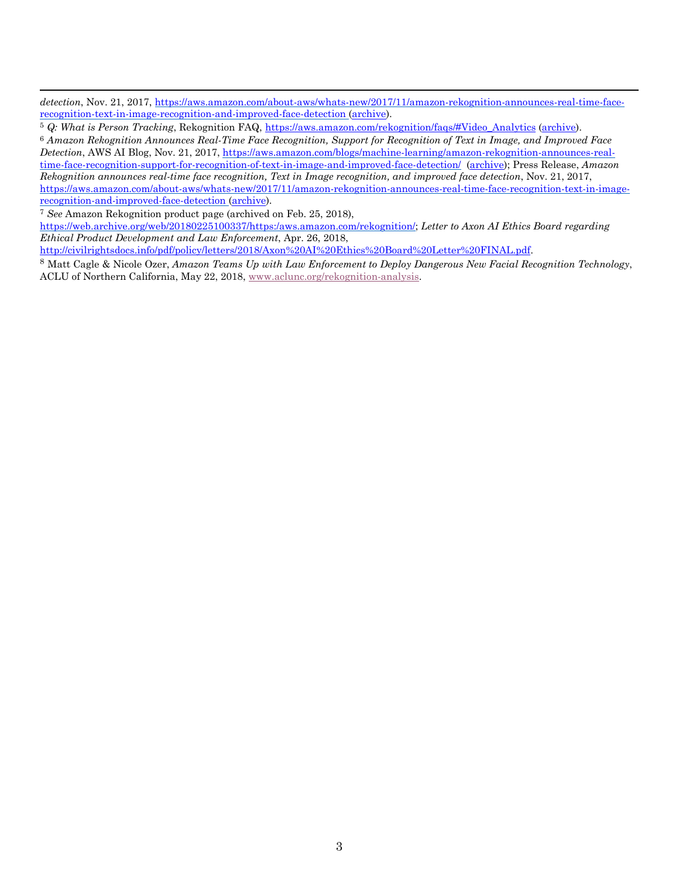*detection*, Nov. 21, 2017, https://aws.amazon.com/about-aws/whats-new/2017/11/amazon-rekognition-announces-real-time-face-recognition-text-in-image-recognition-and-improved-face-detection (archive).

[5] *Q: What is Person Tracking*, Rekognition FAQ, https://aws.amazon.com/rekognition/faqs/#Video_Analytics (archive).

[6] *Amazon Rekognition Announces Real-Time Face Recognition, Support for Recognition of Text in Image, and Improved Face Detection*, AWS AI Blog, Nov. 21, 2017, https://aws.amazon.com/blogs/machine-learning/amazon-rekognition-announces-real-time-face-recognition-support-for-recognition-of-text-in-image-and-improved-face-detection/ (archive); Press Release, *Amazon Rekognition announces real-time face recognition, Text in Image recognition, and improved face detection*, Nov. 21, 2017, https://aws.amazon.com/about-aws/whats-new/2017/11/amazon-rekognition-announces-real-time-face-recognition-text-in-image-recognition-and-improved-face-detection (archive).

[7] *See* Amazon Rekognition product page (archived on Feb. 25, 2018), https://web.archive.org/web/20180225100337/https:/aws.amazon.com/rekognition/; *Letter to Axon AI Ethics Board regarding Ethical Product Development and Law Enforcement*, Apr. 26, 2018, http://civilrightsdocs.info/pdf/policy/letters/2018/Axon%20AI%20Ethics%20Board%20Letter%20FINAL.pdf.

[8] Matt Cagle & Nicole Ozer, *Amazon Teams Up with Law Enforcement to Deploy Dangerous New Facial Recognition Technology*, ACLU of Northern California, May 22, 2018, www.aclunc.org/rekognition-analysis.